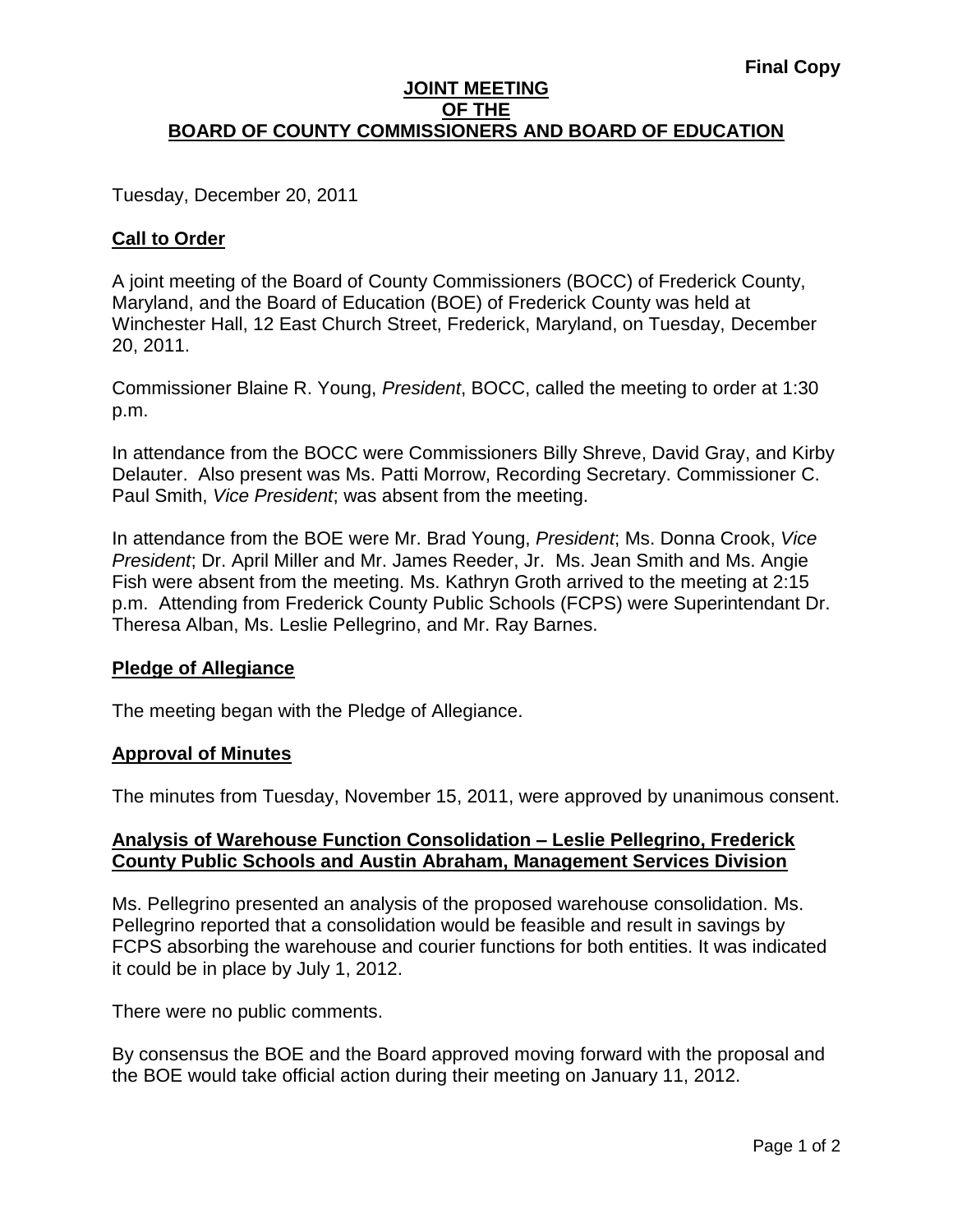**Final Copy**

# JOINT MEETING OF THE BOARD OF COUNTY COMMISSIONERS AND BOARD OF EDUCATION

Tuesday, December 20, 2011

## Call to Order

A joint meeting of the Board of County Commissioners (BOCC) of Frederick County, Maryland, and the Board of Education (BOE) of Frederick County was held at Winchester Hall, 12 East Church Street, Frederick, Maryland, on Tuesday, December 20, 2011.

Commissioner Blaine R. Young, *President*, BOCC, called the meeting to order at 1:30 p.m.

In attendance from the BOCC were Commissioners Billy Shreve, David Gray, and Kirby Delauter. Also present was Ms. Patti Morrow, Recording Secretary. Commissioner C. Paul Smith, *Vice President*; was absent from the meeting.

In attendance from the BOE were Mr. Brad Young, *President*; Ms. Donna Crook, *Vice President*; Dr. April Miller and Mr. James Reeder, Jr. Ms. Jean Smith and Ms. Angie Fish were absent from the meeting. Ms. Kathryn Groth arrived to the meeting at 2:15 p.m. Attending from Frederick County Public Schools (FCPS) were Superintendant Dr. Theresa Alban, Ms. Leslie Pellegrino, and Mr. Ray Barnes.

## Pledge of Allegiance

The meeting began with the Pledge of Allegiance.

## Approval of Minutes

The minutes from Tuesday, November 15, 2011, were approved by unanimous consent.

## Analysis of Warehouse Function Consolidation – Leslie Pellegrino, Frederick County Public Schools and Austin Abraham, Management Services Division

Ms. Pellegrino presented an analysis of the proposed warehouse consolidation. Ms. Pellegrino reported that a consolidation would be feasible and result in savings by FCPS absorbing the warehouse and courier functions for both entities. It was indicated it could be in place by July 1, 2012.

There were no public comments.

By consensus the BOE and the Board approved moving forward with the proposal and the BOE would take official action during their meeting on January 11, 2012.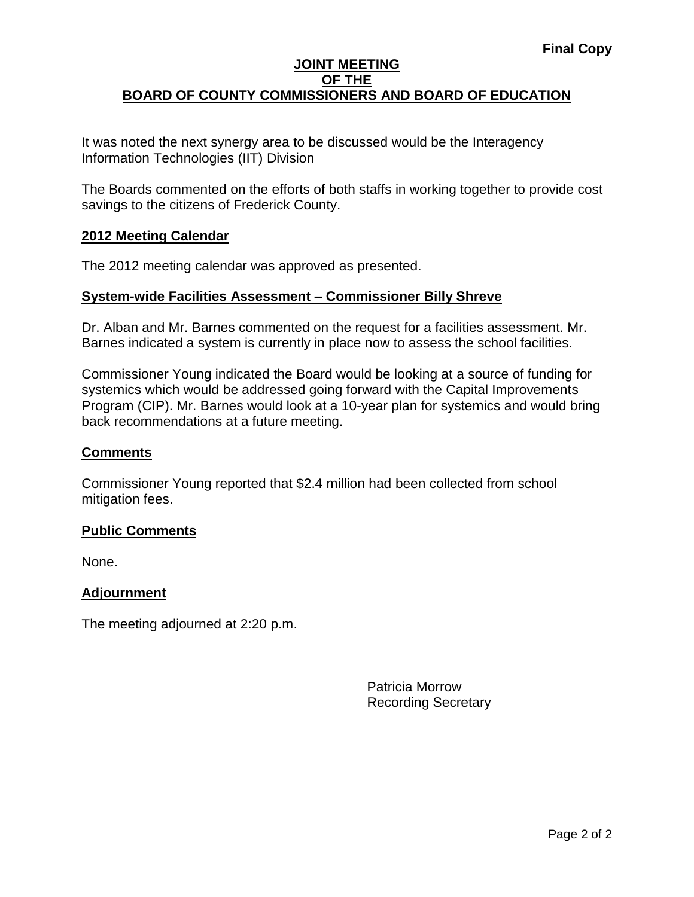Final Copy

# JOINT MEETING OF THE BOARD OF COUNTY COMMISSIONERS AND BOARD OF EDUCATION

It was noted the next synergy area to be discussed would be the Interagency Information Technologies (IIT) Division

The Boards commented on the efforts of both staffs in working together to provide cost savings to the citizens of Frederick County.

## 2012 Meeting Calendar

The 2012 meeting calendar was approved as presented.

## System-wide Facilities Assessment – Commissioner Billy Shreve

Dr. Alban and Mr. Barnes commented on the request for a facilities assessment. Mr. Barnes indicated a system is currently in place now to assess the school facilities.

Commissioner Young indicated the Board would be looking at a source of funding for systemics which would be addressed going forward with the Capital Improvements Program (CIP). Mr. Barnes would look at a 10-year plan for systemics and would bring back recommendations at a future meeting.

## Comments

Commissioner Young reported that $2.4 million had been collected from school mitigation fees.

## Public Comments

None.

## Adjournment

The meeting adjourned at 2:20 p.m.

Patricia Morrow
Recording Secretary